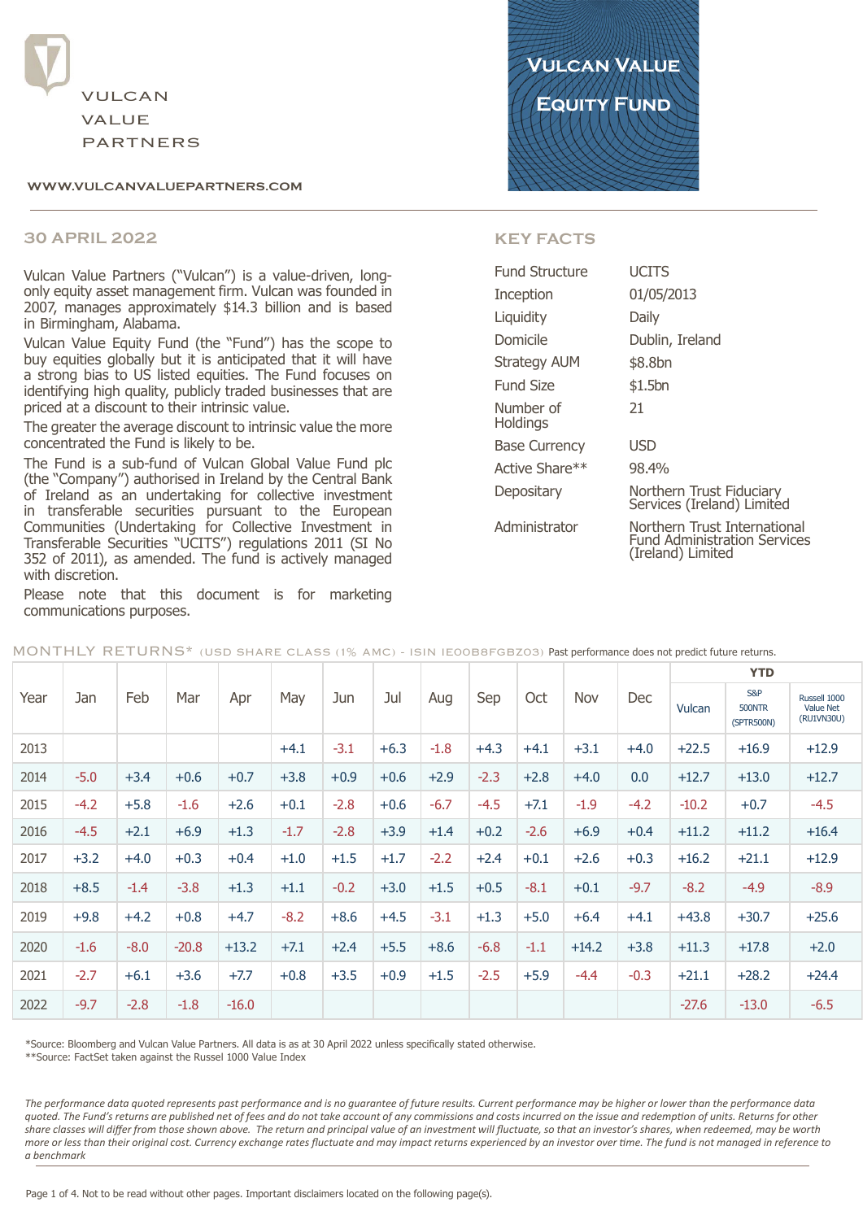VULCAN VALUE PARTNERS

WWW.VULCANVALUEPARTNERS.COM

# VULCAN VALUE EQUITY FUND

## 30 APRIL 2022

Vulcan Value Partners ("Vulcan") is a value-driven, long-only equity asset management firm. Vulcan was founded in 2007, manages approximately $14.3 billion and is based in Birmingham, Alabama.

Vulcan Value Equity Fund (the "Fund") has the scope to buy equities globally but it is anticipated that it will have a strong bias to US listed equities. The Fund focuses on identifying high quality, publicly traded businesses that are priced at a discount to their intrinsic value.

The greater the average discount to intrinsic value the more concentrated the Fund is likely to be.

The Fund is a sub-fund of Vulcan Global Value Fund plc (the "Company") authorised in Ireland by the Central Bank of Ireland as an undertaking for collective investment in transferable securities pursuant to the European Communities (Undertaking for Collective Investment in Transferable Securities "UCITS") regulations 2011 (SI No 352 of 2011), as amended. The fund is actively managed with discretion.

Please note that this document is for marketing communications purposes.

## KEY FACTS

| | |
|---|---|
| Fund Structure | UCITS |
| Inception | 01/05/2013 |
| Liquidity | Daily |
| Domicile | Dublin, Ireland |
| Strategy AUM | $8.8bn |
| Fund Size | $1.5bn |
| Number of Holdings | 21 |
| Base Currency | USD |
| Active Share** | 98.4% |
| Depositary | Northern Trust Fiduciary Services (Ireland) Limited |
| Administrator | Northern Trust International Fund Administration Services (Ireland) Limited |

## MONTHLY RETURNS* (USD SHARE CLASS (1% AMC) - ISIN IE00B8FGBZ03) Past performance does not predict future returns.

| Year | Jan | Feb | Mar | Apr | May | Jun | Jul | Aug | Sep | Oct | Nov | Dec | YTD | | |
|---|---|---|---|---|---|---|---|---|---|---|---|---|---|---|---|
| | | | | | | | | | | | | | Vulcan | S&P 500NTR (SPTR500N) | Russell 1000 Value Net (RU1VN30U) |
| 2013 | | | | | +4.1 | -3.1 | +6.3 | -1.8 | +4.3 | +4.1 | +3.1 | +4.0 | +22.5 | +16.9 | +12.9 |
| 2014 | -5.0 | +3.4 | +0.6 | +0.7 | +3.8 | +0.9 | +0.6 | +2.9 | -2.3 | +2.8 | +4.0 | 0.0 | +12.7 | +13.0 | +12.7 |
| 2015 | -4.2 | +5.8 | -1.6 | +2.6 | +0.1 | -2.8 | +0.6 | -6.7 | -4.5 | +7.1 | -1.9 | -4.2 | -10.2 | +0.7 | -4.5 |
| 2016 | -4.5 | +2.1 | +6.9 | +1.3 | -1.7 | -2.8 | +3.9 | +1.4 | +0.2 | -2.6 | +6.9 | +0.4 | +11.2 | +11.2 | +16.4 |
| 2017 | +3.2 | +4.0 | +0.3 | +0.4 | +1.0 | +1.5 | +1.7 | -2.2 | +2.4 | +0.1 | +2.6 | +0.3 | +16.2 | +21.1 | +12.9 |
| 2018 | +8.5 | -1.4 | -3.8 | +1.3 | +1.1 | -0.2 | +3.0 | +1.5 | +0.5 | -8.1 | +0.1 | -9.7 | -8.2 | -4.9 | -8.9 |
| 2019 | +9.8 | +4.2 | +0.8 | +4.7 | -8.2 | +8.6 | +4.5 | -3.1 | +1.3 | +5.0 | +6.4 | +4.1 | +43.8 | +30.7 | +25.6 |
| 2020 | -1.6 | -8.0 | -20.8 | +13.2 | +7.1 | +2.4 | +5.5 | +8.6 | -6.8 | -1.1 | +14.2 | +3.8 | +11.3 | +17.8 | +2.0 |
| 2021 | -2.7 | +6.1 | +3.6 | +7.7 | +0.8 | +3.5 | +0.9 | +1.5 | -2.5 | +5.9 | -4.4 | -0.3 | +21.1 | +28.2 | +24.4 |
| 2022 | -9.7 | -2.8 | -1.8 | -16.0 | | | | | | | | | -27.6 | -13.0 | -6.5 |

*Source: Bloomberg and Vulcan Value Partners. All data is as at 30 April 2022 unless specifically stated otherwise.
**Source: FactSet taken against the Russel 1000 Value Index

*The performance data quoted represents past performance and is no guarantee of future results. Current performance may be higher or lower than the performance data quoted. The Fund's returns are published net of fees and do not take account of any commissions and costs incurred on the issue and redemption of units. Returns for other share classes will differ from those shown above. The return and principal value of an investment will fluctuate, so that an investor's shares, when redeemed, may be worth more or less than their original cost. Currency exchange rates fluctuate and may impact returns experienced by an investor over time. The fund is not managed in reference to a benchmark*

Not to be read without other pages. Important disclaimers located on the following page(s).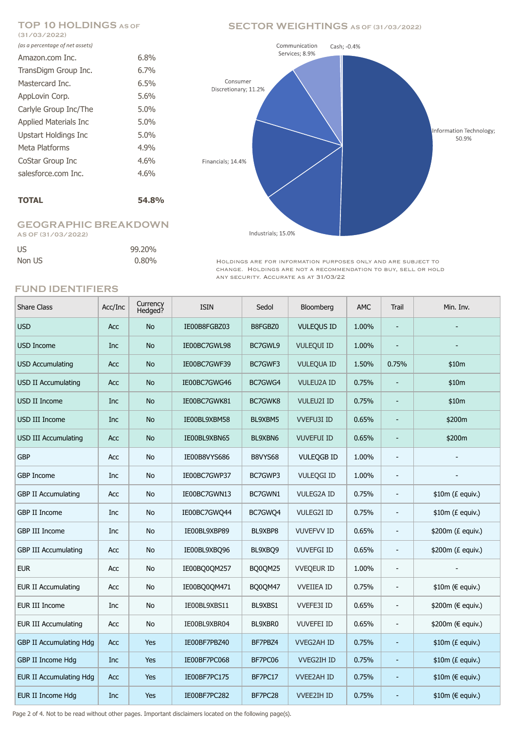## TOP 10 HOLDINGS AS OF (31/03/2022)

*(as a percentage of net assets)*

| Holding | % |
|---|---|
| Amazon.com Inc. | 6.8% |
| TransDigm Group Inc. | 6.7% |
| Mastercard Inc. | 6.5% |
| AppLovin Corp. | 5.6% |
| Carlyle Group Inc/The | 5.0% |
| Applied Materials Inc | 5.0% |
| Upstart Holdings Inc | 5.0% |
| Meta Platforms | 4.9% |
| CoStar Group Inc | 4.6% |
| salesforce.com Inc. | 4.6% |
| **TOTAL** | **54.8%** |

## GEOGRAPHIC BREAKDOWN AS OF (31/03/2022)

| Region | % |
|---|---|
| US | 99.20% |
| Non US | 0.80% |

## SECTOR WEIGHTINGS AS OF (31/03/2022)

| Sector | Weight |
|---|---|
| Information Technology | 50.9% |
| Industrials | 15.0% |
| Financials | 14.4% |
| Consumer Discretionary | 11.2% |
| Communication Services | 8.9% |
| Cash | -0.4% |

Holdings are for information purposes only and are subject to change. Holdings are not a recommendation to buy, sell or hold any security. Accurate as at 31/03/22

## FUND IDENTIFIERS

| Share Class | Acc/Inc | Currency Hedged? | ISIN | Sedol | Bloomberg | AMC | Trail | Min. Inv. |
|---|---|---|---|---|---|---|---|---|
| USD | Acc | No | IE00B8FGBZ03 | B8FGBZ0 | VULEQUS ID | 1.00% | - | - |
| USD Income | Inc | No | IE00BC7GWL98 | BC7GWL9 | VULEQUI ID | 1.00% | - | - |
| USD Accumulating | Acc | No | IE00BC7GWF39 | BC7GWF3 | VULEQUA ID | 1.50% | 0.75% | $10m |
| USD II Accumulating | Acc | No | IE00BC7GWG46 | BC7GWG4 | VULEU2A ID | 0.75% | - | $10m |
| USD II Income | Inc | No | IE00BC7GWK81 | BC7GWK8 | VULEU2I ID | 0.75% | - | $10m |
| USD III Income | Inc | No | IE00BL9XBM58 | BL9XBM5 | VVEFU3I ID | 0.65% | - | $200m |
| USD III Accumulating | Acc | No | IE00BL9XBN65 | BL9XBN6 | VUVEFUI ID | 0.65% | - | $200m |
| GBP | Acc | No | IE00B8VYS686 | B8VYS68 | VULEQGB ID | 1.00% | - | - |
| GBP Income | Inc | No | IE00BC7GWP37 | BC7GWP3 | VULEQGI ID | 1.00% | - | - |
| GBP II Accumulating | Acc | No | IE00BC7GWN13 | BC7GWN1 | VULEG2A ID | 0.75% | - | $10m (£ equiv.) |
| GBP II Income | Inc | No | IE00BC7GWQ44 | BC7GWQ4 | VULEG2I ID | 0.75% | - | $10m (£ equiv.) |
| GBP III Income | Inc | No | IE00BL9XBP89 | BL9XBP8 | VUVEFVV ID | 0.65% | - | $200m (£ equiv.) |
| GBP III Accumulating | Acc | No | IE00BL9XBQ96 | BL9XBQ9 | VUVEFGI ID | 0.65% | - | $200m (£ equiv.) |
| EUR | Acc | No | IE00BQ0QM257 | BQ0QM25 | VVEQEUR ID | 1.00% | - | - |
| EUR II Accumulating | Acc | No | IE00BQ0QM471 | BQ0QM47 | VVEIIEA ID | 0.75% | - | $10m (€ equiv.) |
| EUR III Income | Inc | No | IE00BL9XBS11 | BL9XBS1 | VVEFE3I ID | 0.65% | - | $200m (€ equiv.) |
| EUR III Accumulating | Acc | No | IE00BL9XBR04 | BL9XBR0 | VUVEFEI ID | 0.65% | - | $200m (€ equiv.) |
| GBP II Accumulating Hdg | Acc | Yes | IE00BF7PBZ40 | BF7PBZ4 | VVEG2AH ID | 0.75% | - | $10m (£ equiv.) |
| GBP II Income Hdg | Inc | Yes | IE00BF7PC068 | BF7PC06 | VVEG2IH ID | 0.75% | - | $10m (£ equiv.) |
| EUR II Accumulating Hdg | Acc | Yes | IE00BF7PC175 | BF7PC17 | VVEE2AH ID | 0.75% | - | $10m (€ equiv.) |
| EUR II Income Hdg | Inc | Yes | IE00BF7PC282 | BF7PC28 | VVEE2IH ID | 0.75% | - | $10m (€ equiv.) |

Page 2 of 4. Not to be read without other pages. Important disclaimers located on the following page(s).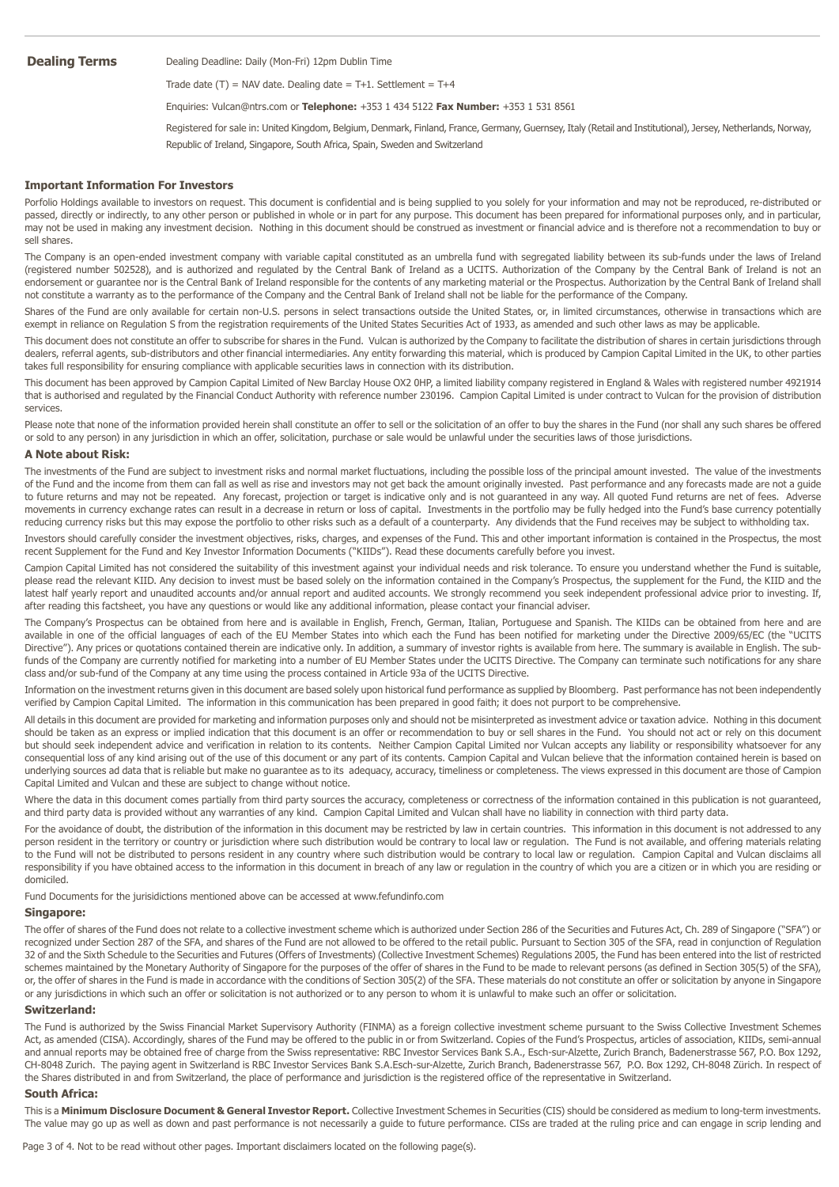**Dealing Terms**

Dealing Deadline: Daily (Mon-Fri) 12pm Dublin Time

Trade date (T) = NAV date. Dealing date = T+1. Settlement = T+4

Enquiries: Vulcan@ntrs.com or **Telephone:** +353 1 434 5122 **Fax Number:** +353 1 531 8561

Registered for sale in: United Kingdom, Belgium, Denmark, Finland, France, Germany, Guernsey, Italy (Retail and Institutional), Jersey, Netherlands, Norway, Republic of Ireland, Singapore, South Africa, Spain, Sweden and Switzerland

### Important Information For Investors

Porfolio Holdings available to investors on request. This document is confidential and is being supplied to you solely for your information and may not be reproduced, re-distributed or passed, directly or indirectly, to any other person or published in whole or in part for any purpose. This document has been prepared for informational purposes only, and in particular, may not be used in making any investment decision. Nothing in this document should be construed as investment or financial advice and is therefore not a recommendation to buy or sell shares.

The Company is an open-ended investment company with variable capital constituted as an umbrella fund with segregated liability between its sub-funds under the laws of Ireland (registered number 502528), and is authorized and regulated by the Central Bank of Ireland as a UCITS. Authorization of the Company by the Central Bank of Ireland is not an endorsement or guarantee nor is the Central Bank of Ireland responsible for the contents of any marketing material or the Prospectus. Authorization by the Central Bank of Ireland shall not constitute a warranty as to the performance of the Company and the Central Bank of Ireland shall not be liable for the performance of the Company.

Shares of the Fund are only available for certain non-U.S. persons in select transactions outside the United States, or, in limited circumstances, otherwise in transactions which are exempt in reliance on Regulation S from the registration requirements of the United States Securities Act of 1933, as amended and such other laws as may be applicable.

This document does not constitute an offer to subscribe for shares in the Fund. Vulcan is authorized by the Company to facilitate the distribution of shares in certain jurisdictions through dealers, referral agents, sub-distributors and other financial intermediaries. Any entity forwarding this material, which is produced by Campion Capital Limited in the UK, to other parties takes full responsibility for ensuring compliance with applicable securities laws in connection with its distribution.

This document has been approved by Campion Capital Limited of New Barclay House OX2 0HP, a limited liability company registered in England & Wales with registered number 4921914 that is authorised and regulated by the Financial Conduct Authority with reference number 230196. Campion Capital Limited is under contract to Vulcan for the provision of distribution services.

Please note that none of the information provided herein shall constitute an offer to sell or the solicitation of an offer to buy the shares in the Fund (nor shall any such shares be offered or sold to any person) in any jurisdiction in which an offer, solicitation, purchase or sale would be unlawful under the securities laws of those jurisdictions.

### A Note about Risk:

The investments of the Fund are subject to investment risks and normal market fluctuations, including the possible loss of the principal amount invested. The value of the investments of the Fund and the income from them can fall as well as rise and investors may not get back the amount originally invested. Past performance and any forecasts made are not a guide to future returns and may not be repeated. Any forecast, projection or target is indicative only and is not guaranteed in any way. All quoted Fund returns are net of fees. Adverse movements in currency exchange rates can result in a decrease in return or loss of capital. Investments in the portfolio may be fully hedged into the Fund's base currency potentially reducing currency risks but this may expose the portfolio to other risks such as a default of a counterparty. Any dividends that the Fund receives may be subject to withholding tax.

Investors should carefully consider the investment objectives, risks, charges, and expenses of the Fund. This and other important information is contained in the Prospectus, the most recent Supplement for the Fund and Key Investor Information Documents ("KIIDs"). Read these documents carefully before you invest.

Campion Capital Limited has not considered the suitability of this investment against your individual needs and risk tolerance. To ensure you understand whether the Fund is suitable, please read the relevant KIID. Any decision to invest must be based solely on the information contained in the Company's Prospectus, the supplement for the Fund, the KIID and the latest half yearly report and unaudited accounts and/or annual report and audited accounts. We strongly recommend you seek independent professional advice prior to investing. If, after reading this factsheet, you have any questions or would like any additional information, please contact your financial adviser.

The Company's Prospectus can be obtained from here and is available in English, French, German, Italian, Portuguese and Spanish. The KIIDs can be obtained from here and are available in one of the official languages of each of the EU Member States into which each the Fund has been notified for marketing under the Directive 2009/65/EC (the "UCITS Directive"). Any prices or quotations contained therein are indicative only. In addition, a summary of investor rights is available from here. The summary is available in English. The sub-funds of the Company are currently notified for marketing into a number of EU Member States under the UCITS Directive. The Company can terminate such notifications for any share class and/or sub-fund of the Company at any time using the process contained in Article 93a of the UCITS Directive.

Information on the investment returns given in this document are based solely upon historical fund performance as supplied by Bloomberg. Past performance has not been independently verified by Campion Capital Limited. The information in this communication has been prepared in good faith; it does not purport to be comprehensive.

All details in this document are provided for marketing and information purposes only and should not be misinterpreted as investment advice or taxation advice. Nothing in this document should be taken as an express or implied indication that this document is an offer or recommendation to buy or sell shares in the Fund. You should not act or rely on this document but should seek independent advice and verification in relation to its contents. Neither Campion Capital Limited nor Vulcan accepts any liability or responsibility whatsoever for any consequential loss of any kind arising out of the use of this document or any part of its contents. Campion Capital and Vulcan believe that the information contained herein is based on underlying sources ad data that is reliable but make no guarantee as to its adequacy, accuracy, timeliness or completeness. The views expressed in this document are those of Campion Capital Limited and Vulcan and these are subject to change without notice.

Where the data in this document comes partially from third party sources the accuracy, completeness or correctness of the information contained in this publication is not guaranteed, and third party data is provided without any warranties of any kind. Campion Capital Limited and Vulcan shall have no liability in connection with third party data.

For the avoidance of doubt, the distribution of the information in this document may be restricted by law in certain countries. This information in this document is not addressed to any person resident in the territory or country or jurisdiction where such distribution would be contrary to local law or regulation. The Fund is not available, and offering materials relating to the Fund will not be distributed to persons resident in any country where such distribution would be contrary to local law or regulation. Campion Capital and Vulcan disclaims all responsibility if you have obtained access to the information in this document in breach of any law or regulation in the country of which you are a citizen or in which you are residing or domiciled.

Fund Documents for the jurisdictions mentioned above can be accessed at www.fefundinfo.com

### Singapore:

The offer of shares of the Fund does not relate to a collective investment scheme which is authorized under Section 286 of the Securities and Futures Act, Ch. 289 of Singapore ("SFA") or recognized under Section 287 of the SFA, and shares of the Fund are not allowed to be offered to the retail public. Pursuant to Section 305 of the SFA, read in conjunction of Regulation 32 of and the Sixth Schedule to the Securities and Futures (Offers of Investments) (Collective Investment Schemes) Regulations 2005, the Fund has been entered into the list of restricted schemes maintained by the Monetary Authority of Singapore for the purposes of the offer of shares in the Fund to be made to relevant persons (as defined in Section 305(5) of the SFA), or, the offer of shares in the Fund is made in accordance with the conditions of Section 305(2) of the SFA. These materials do not constitute an offer or solicitation by anyone in Singapore or any jurisdictions in which such an offer or solicitation is not authorized or to any person to whom it is unlawful to make such an offer or solicitation.

### Switzerland:

The Fund is authorized by the Swiss Financial Market Supervisory Authority (FINMA) as a foreign collective investment scheme pursuant to the Swiss Collective Investment Schemes Act, as amended (CISA). Accordingly, shares of the Fund may be offered to the public in or from Switzerland. Copies of the Fund's Prospectus, articles of association, KIIDs, semi-annual and annual reports may be obtained free of charge from the Swiss representative: RBC Investor Services Bank S.A., Esch-sur-Alzette, Zurich Branch, Badenerstrasse 567, P.O. Box 1292, CH-8048 Zurich. The paying agent in Switzerland is RBC Investor Services Bank S.A.Esch-sur-Alzette, Zurich Branch, Badenerstrasse 567, P.O. Box 1292, CH-8048 Zürich. In respect of the Shares distributed in and from Switzerland, the place of performance and jurisdiction is the registered office of the representative in Switzerland.

### South Africa:

This is a **Minimum Disclosure Document & General Investor Report.** Collective Investment Schemes in Securities (CIS) should be considered as medium to long-term investments. The value may go up as well as down and past performance is not necessarily a guide to future performance. CISs are traded at the ruling price and can engage in scrip lending and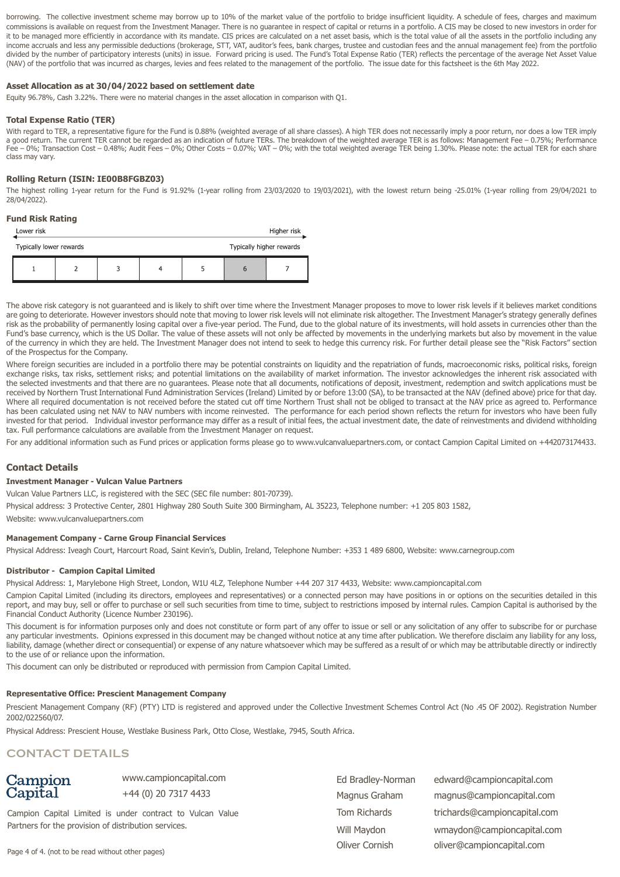borrowing. The collective investment scheme may borrow up to 10% of the market value of the portfolio to bridge insufficient liquidity. A schedule of fees, charges and maximum commissions is available on request from the Investment Manager. There is no guarantee in respect of capital or returns in a portfolio. A CIS may be closed to new investors in order for it to be managed more efficiently in accordance with its mandate. CIS prices are calculated on a net asset basis, which is the total value of all the assets in the portfolio including any income accruals and less any permissible deductions (brokerage, STT, VAT, auditor's fees, bank charges, trustee and custodian fees and the annual management fee) from the portfolio divided by the number of participatory interests (units) in issue. Forward pricing is used. The Fund's Total Expense Ratio (TER) reflects the percentage of the average Net Asset Value (NAV) of the portfolio that was incurred as charges, levies and fees related to the management of the portfolio. The issue date for this factsheet is the 6th May 2022.

### Asset Allocation as at 30/04/2022 based on settlement date

Equity 96.78%, Cash 3.22%. There were no material changes in the asset allocation in comparison with Q1.

### Total Expense Ratio (TER)

With regard to TER, a representative figure for the Fund is 0.88% (weighted average of all share classes). A high TER does not necessarily imply a poor return, nor does a low TER imply a good return. The current TER cannot be regarded as an indication of future TERs. The breakdown of the weighted average TER is as follows: Management Fee – 0.75%; Performance Fee – 0%; Transaction Cost – 0.48%; Audit Fees – 0%; Other Costs – 0.07%; VAT – 0%; with the total weighted average TER being 1.30%. Please note: the actual TER for each share class may vary.

### Rolling Return (ISIN: IE00B8FGBZ03)

The highest rolling 1-year return for the Fund is 91.92% (1-year rolling from 23/03/2020 to 19/03/2021), with the lowest return being -25.01% (1-year rolling from 29/04/2021 to 28/04/2022).

### Fund Risk Rating

Lower risk — Higher risk

Typically lower rewards — Typically higher rewards

| 1 | 2 | 3 | 4 | 5 | 6 | 7 |
|---|---|---|---|---|---|---|

The above risk category is not guaranteed and is likely to shift over time where the Investment Manager proposes to move to lower risk levels if it believes market conditions are going to deteriorate. However investors should note that moving to lower risk levels will not eliminate risk altogether. The Investment Manager's strategy generally defines risk as the probability of permanently losing capital over a five-year period. The Fund, due to the global nature of its investments, will hold assets in currencies other than the Fund's base currency, which is the US Dollar. The value of these assets will not only be affected by movements in the underlying markets but also by movement in the value of the currency in which they are held. The Investment Manager does not intend to seek to hedge this currency risk. For further detail please see the "Risk Factors" section of the Prospectus for the Company.

Where foreign securities are included in a portfolio there may be potential constraints on liquidity and the repatriation of funds, macroeconomic risks, political risks, foreign exchange risks, tax risks, settlement risks; and potential limitations on the availability of market information. The investor acknowledges the inherent risk associated with the selected investments and that there are no guarantees. Please note that all documents, notifications of deposit, investment, redemption and switch applications must be received by Northern Trust International Fund Administration Services (Ireland) Limited by or before 13:00 (SA), to be transacted at the NAV (defined above) price for that day. Where all required documentation is not received before the stated cut off time Northern Trust shall not be obliged to transact at the NAV price as agreed to. Performance has been calculated using net NAV to NAV numbers with income reinvested. The performance for each period shown reflects the return for investors who have been fully invested for that period. Individual investor performance may differ as a result of initial fees, the actual investment date, the date of reinvestments and dividend withholding tax. Full performance calculations are available from the Investment Manager on request.

For any additional information such as Fund prices or application forms please go to www.vulcanvaluepartners.com, or contact Campion Capital Limited on +442073174433.

## Contact Details

### Investment Manager - Vulcan Value Partners

Vulcan Value Partners LLC, is registered with the SEC (SEC file number: 801-70739).

Physical address: 3 Protective Center, 2801 Highway 280 South Suite 300 Birmingham, AL 35223, Telephone number: +1 205 803 1582,

Website: www.vulcanvaluepartners.com

### Management Company - Carne Group Financial Services

Physical Address: Iveagh Court, Harcourt Road, Saint Kevin's, Dublin, Ireland, Telephone Number: +353 1 489 6800, Website: www.carnegroup.com

### Distributor - Campion Capital Limited

Physical Address: 1, Marylebone High Street, London, W1U 4LZ, Telephone Number +44 207 317 4433, Website: www.campioncapital.com

Campion Capital Limited (including its directors, employees and representatives) or a connected person may have positions in or options on the securities detailed in this report, and may buy, sell or offer to purchase or sell such securities from time to time, subject to restrictions imposed by internal rules. Campion Capital is authorised by the Financial Conduct Authority (Licence Number 230196).

This document is for information purposes only and does not constitute or form part of any offer to issue or sell or any solicitation of any offer to subscribe for or purchase any particular investments. Opinions expressed in this document may be changed without notice at any time after publication. We therefore disclaim any liability for any loss, liability, damage (whether direct or consequential) or expense of any nature whatsoever which may be suffered as a result of or which may be attributable directly or indirectly to the use of or reliance upon the information.

This document can only be distributed or reproduced with permission from Campion Capital Limited.

### Representative Office: Prescient Management Company

Prescient Management Company (RF) (PTY) LTD is registered and approved under the Collective Investment Schemes Control Act (No .45 OF 2002). Registration Number 2002/022560/07.

Physical Address: Prescient House, Westlake Business Park, Otto Close, Westlake, 7945, South Africa.

## CONTACT DETAILS

Campion Capital

www.campioncapital.com

+44 (0) 20 7317 4433

Campion Capital Limited is under contract to Vulcan Value Partners for the provision of distribution services.

| | |
|---|---|
| Ed Bradley-Norman | edward@campioncapital.com |
| Magnus Graham | magnus@campioncapital.com |
| Tom Richards | trichards@campioncapital.com |
| Will Maydon | wmaydon@campioncapital.com |
| Oliver Cornish | oliver@campioncapital.com |

(not to be read without other pages)